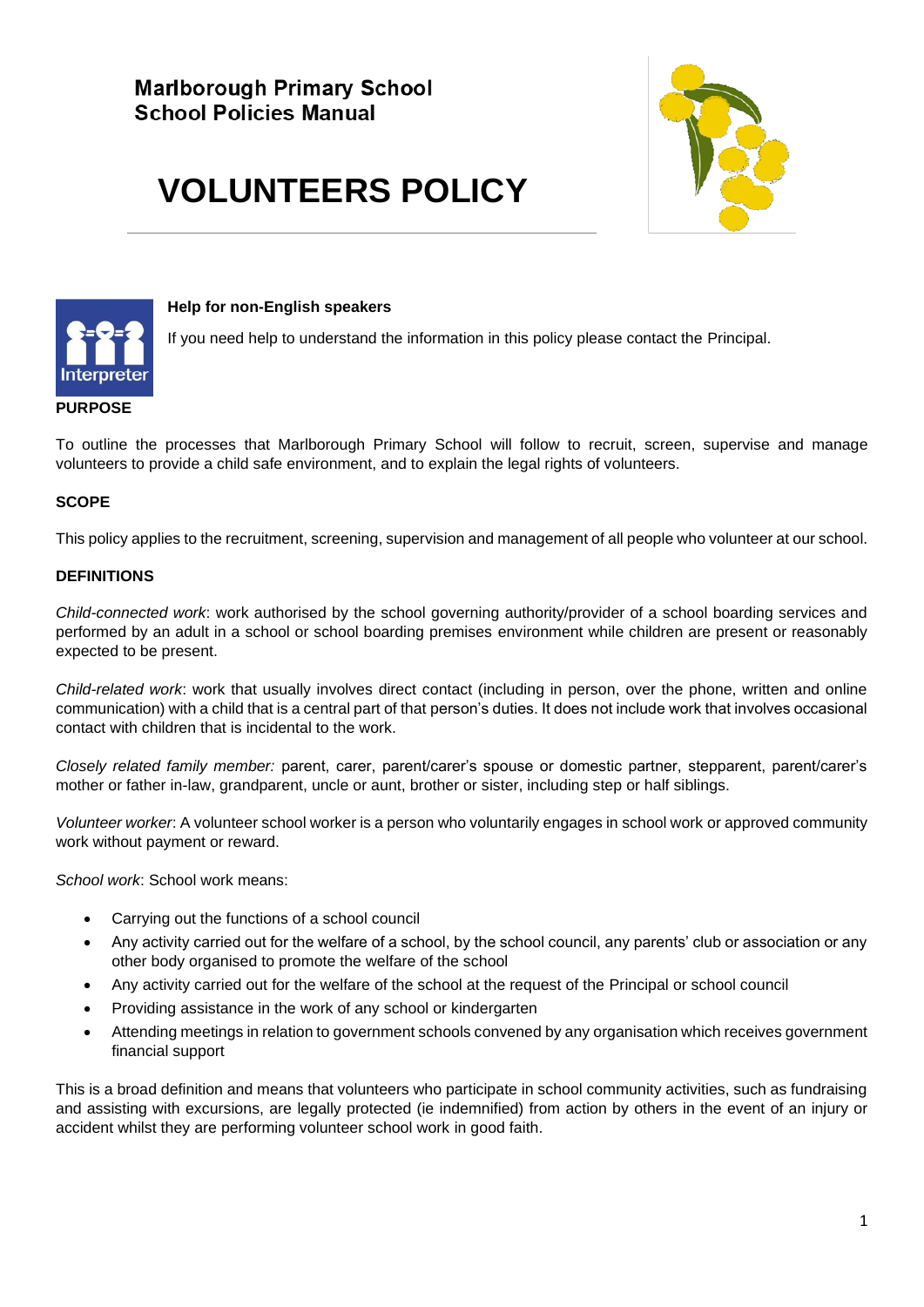**Marlborough Primary School**
**School Policies Manual**

# VOLUNTEERS POLICY

**Help for non-English speakers**

If you need help to understand the information in this policy please contact the Principal.

## PURPOSE

To outline the processes that Marlborough Primary School will follow to recruit, screen, supervise and manage volunteers to provide a child safe environment, and to explain the legal rights of volunteers.

## SCOPE

This policy applies to the recruitment, screening, supervision and management of all people who volunteer at our school.

## DEFINITIONS

*Child-connected work*: work authorised by the school governing authority/provider of a school boarding services and performed by an adult in a school or school boarding premises environment while children are present or reasonably expected to be present.

*Child-related work*: work that usually involves direct contact (including in person, over the phone, written and online communication) with a child that is a central part of that person's duties. It does not include work that involves occasional contact with children that is incidental to the work.

*Closely related family member:* parent, carer, parent/carer's spouse or domestic partner, stepparent, parent/carer's mother or father in-law, grandparent, uncle or aunt, brother or sister, including step or half siblings.

*Volunteer worker*: A volunteer school worker is a person who voluntarily engages in school work or approved community work without payment or reward.

*School work*: School work means:

- Carrying out the functions of a school council
- Any activity carried out for the welfare of a school, by the school council, any parents' club or association or any other body organised to promote the welfare of the school
- Any activity carried out for the welfare of the school at the request of the Principal or school council
- Providing assistance in the work of any school or kindergarten
- Attending meetings in relation to government schools convened by any organisation which receives government financial support

This is a broad definition and means that volunteers who participate in school community activities, such as fundraising and assisting with excursions, are legally protected (ie indemnified) from action by others in the event of an injury or accident whilst they are performing volunteer school work in good faith.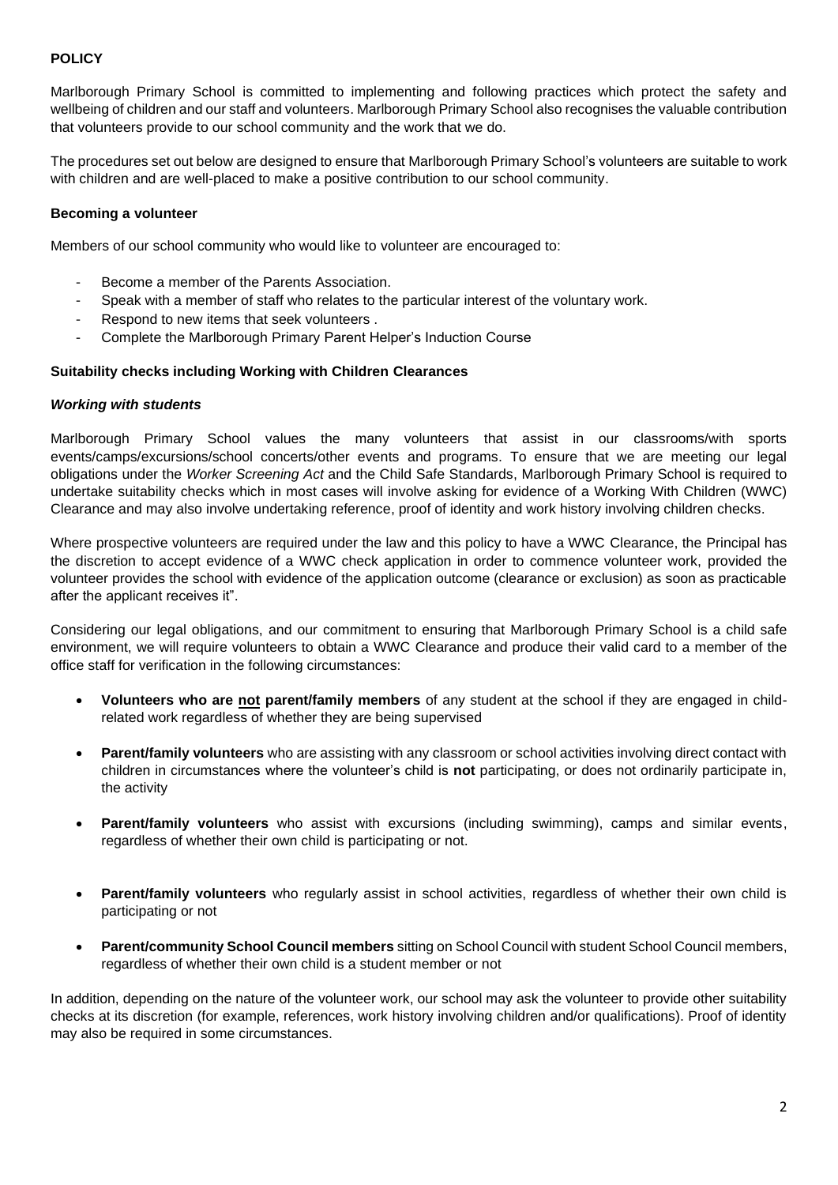## POLICY

Marlborough Primary School is committed to implementing and following practices which protect the safety and wellbeing of children and our staff and volunteers. Marlborough Primary School also recognises the valuable contribution that volunteers provide to our school community and the work that we do.

The procedures set out below are designed to ensure that Marlborough Primary School's volunteers are suitable to work with children and are well-placed to make a positive contribution to our school community.

### Becoming a volunteer

Members of our school community who would like to volunteer are encouraged to:

- Become a member of the Parents Association.
- Speak with a member of staff who relates to the particular interest of the voluntary work.
- Respond to new items that seek volunteers .
- Complete the Marlborough Primary Parent Helper's Induction Course

### Suitability checks including Working with Children Clearances

#### *Working with students*

Marlborough Primary School values the many volunteers that assist in our classrooms/with sports events/camps/excursions/school concerts/other events and programs. To ensure that we are meeting our legal obligations under the *Worker Screening Act* and the Child Safe Standards, Marlborough Primary School is required to undertake suitability checks which in most cases will involve asking for evidence of a Working With Children (WWC) Clearance and may also involve undertaking reference, proof of identity and work history involving children checks.

Where prospective volunteers are required under the law and this policy to have a WWC Clearance, the Principal has the discretion to accept evidence of a WWC check application in order to commence volunteer work, provided the volunteer provides the school with evidence of the application outcome (clearance or exclusion) as soon as practicable after the applicant receives it".

Considering our legal obligations, and our commitment to ensuring that Marlborough Primary School is a child safe environment, we will require volunteers to obtain a WWC Clearance and produce their valid card to a member of the office staff for verification in the following circumstances:

- **Volunteers who are not parent/family members** of any student at the school if they are engaged in child-related work regardless of whether they are being supervised
- **Parent/family volunteers** who are assisting with any classroom or school activities involving direct contact with children in circumstances where the volunteer's child is **not** participating, or does not ordinarily participate in, the activity
- **Parent/family volunteers** who assist with excursions (including swimming), camps and similar events, regardless of whether their own child is participating or not.
- **Parent/family volunteers** who regularly assist in school activities, regardless of whether their own child is participating or not
- **Parent/community School Council members** sitting on School Council with student School Council members, regardless of whether their own child is a student member or not

In addition, depending on the nature of the volunteer work, our school may ask the volunteer to provide other suitability checks at its discretion (for example, references, work history involving children and/or qualifications). Proof of identity may also be required in some circumstances.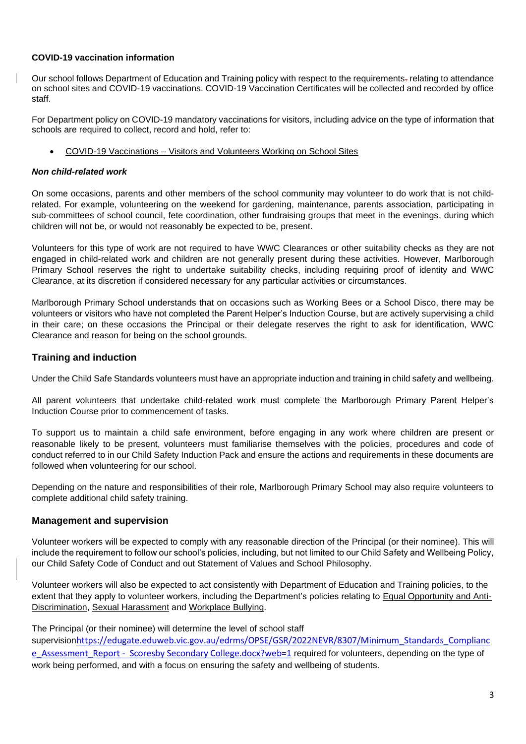**COVID-19 vaccination information**

Our school follows Department of Education and Training policy with respect to the requirements. relating to attendance on school sites and COVID-19 vaccinations. COVID-19 Vaccination Certificates will be collected and recorded by office staff.

For Department policy on COVID-19 mandatory vaccinations for visitors, including advice on the type of information that schools are required to collect, record and hold, refer to:

- COVID-19 Vaccinations – Visitors and Volunteers Working on School Sites

***Non child-related work***

On some occasions, parents and other members of the school community may volunteer to do work that is not child-related. For example, volunteering on the weekend for gardening, maintenance, parents association, participating in sub-committees of school council, fete coordination, other fundraising groups that meet in the evenings, during which children will not be, or would not reasonably be expected to be, present.

Volunteers for this type of work are not required to have WWC Clearances or other suitability checks as they are not engaged in child-related work and children are not generally present during these activities. However, Marlborough Primary School reserves the right to undertake suitability checks, including requiring proof of identity and WWC Clearance, at its discretion if considered necessary for any particular activities or circumstances.

Marlborough Primary School understands that on occasions such as Working Bees or a School Disco, there may be volunteers or visitors who have not completed the Parent Helper's Induction Course, but are actively supervising a child in their care; on these occasions the Principal or their delegate reserves the right to ask for identification, WWC Clearance and reason for being on the school grounds.

## Training and induction

Under the Child Safe Standards volunteers must have an appropriate induction and training in child safety and wellbeing.

All parent volunteers that undertake child-related work must complete the Marlborough Primary Parent Helper's Induction Course prior to commencement of tasks.

To support us to maintain a child safe environment, before engaging in any work where children are present or reasonable likely to be present, volunteers must familiarise themselves with the policies, procedures and code of conduct referred to in our Child Safety Induction Pack and ensure the actions and requirements in these documents are followed when volunteering for our school.

Depending on the nature and responsibilities of their role, Marlborough Primary School may also require volunteers to complete additional child safety training.

## Management and supervision

Volunteer workers will be expected to comply with any reasonable direction of the Principal (or their nominee). This will include the requirement to follow our school's policies, including, but not limited to our Child Safety and Wellbeing Policy, our Child Safety Code of Conduct and out Statement of Values and School Philosophy.

Volunteer workers will also be expected to act consistently with Department of Education and Training policies, to the extent that they apply to volunteer workers, including the Department's policies relating to Equal Opportunity and Anti-Discrimination, Sexual Harassment and Workplace Bullying.

The Principal (or their nominee) will determine the level of school staff supervisionhttps://edugate.eduweb.vic.gov.au/edrms/OPSE/GSR/2022NEVR/8307/Minimum_Standards_Compliance_Assessment_Report - Scoresby Secondary College.docx?web=1 required for volunteers, depending on the type of work being performed, and with a focus on ensuring the safety and wellbeing of students.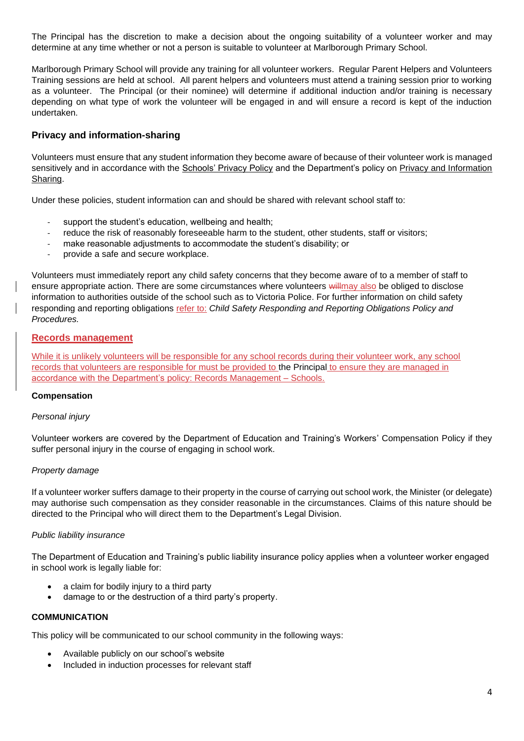The Principal has the discretion to make a decision about the ongoing suitability of a volunteer worker and may determine at any time whether or not a person is suitable to volunteer at Marlborough Primary School.

Marlborough Primary School will provide any training for all volunteer workers. Regular Parent Helpers and Volunteers Training sessions are held at school. All parent helpers and volunteers must attend a training session prior to working as a volunteer. The Principal (or their nominee) will determine if additional induction and/or training is necessary depending on what type of work the volunteer will be engaged in and will ensure a record is kept of the induction undertaken.

### Privacy and information-sharing

Volunteers must ensure that any student information they become aware of because of their volunteer work is managed sensitively and in accordance with the Schools' Privacy Policy and the Department's policy on Privacy and Information Sharing.

Under these policies, student information can and should be shared with relevant school staff to:

- support the student's education, wellbeing and health;
- reduce the risk of reasonably foreseeable harm to the student, other students, staff or visitors;
- make reasonable adjustments to accommodate the student's disability; or
- provide a safe and secure workplace.

Volunteers must immediately report any child safety concerns that they become aware of to a member of staff to ensure appropriate action. There are some circumstances where volunteers ~~will~~may also be obliged to disclose information to authorities outside of the school such as to Victoria Police. For further information on child safety responding and reporting obligations refer to: *Child Safety Responding and Reporting Obligations Policy and Procedures.*

### Records management

While it is unlikely volunteers will be responsible for any school records during their volunteer work, any school records that volunteers are responsible for must be provided to the Principal to ensure they are managed in accordance with the Department's policy: Records Management – Schools.

**Compensation**

*Personal injury*

Volunteer workers are covered by the Department of Education and Training's Workers' Compensation Policy if they suffer personal injury in the course of engaging in school work.

*Property damage*

If a volunteer worker suffers damage to their property in the course of carrying out school work, the Minister (or delegate) may authorise such compensation as they consider reasonable in the circumstances. Claims of this nature should be directed to the Principal who will direct them to the Department's Legal Division.

*Public liability insurance*

The Department of Education and Training's public liability insurance policy applies when a volunteer worker engaged in school work is legally liable for:

- a claim for bodily injury to a third party
- damage to or the destruction of a third party's property.

**COMMUNICATION**

This policy will be communicated to our school community in the following ways:

- Available publicly on our school's website
- Included in induction processes for relevant staff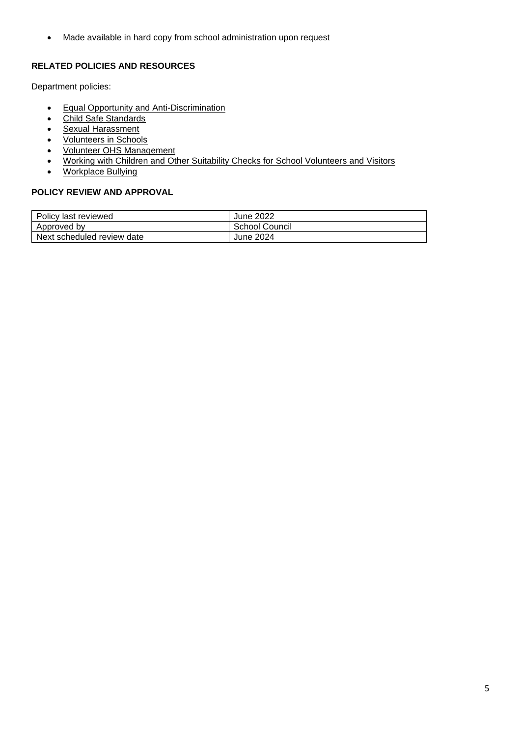- Made available in hard copy from school administration upon request

## RELATED POLICIES AND RESOURCES

Department policies:

- Equal Opportunity and Anti-Discrimination
- Child Safe Standards
- Sexual Harassment
- Volunteers in Schools
- Volunteer OHS Management
- Working with Children and Other Suitability Checks for School Volunteers and Visitors
- Workplace Bullying

## POLICY REVIEW AND APPROVAL

| | |
|---|---|
| Policy last reviewed | June 2022 |
| Approved by | School Council |
| Next scheduled review date | June 2024 |